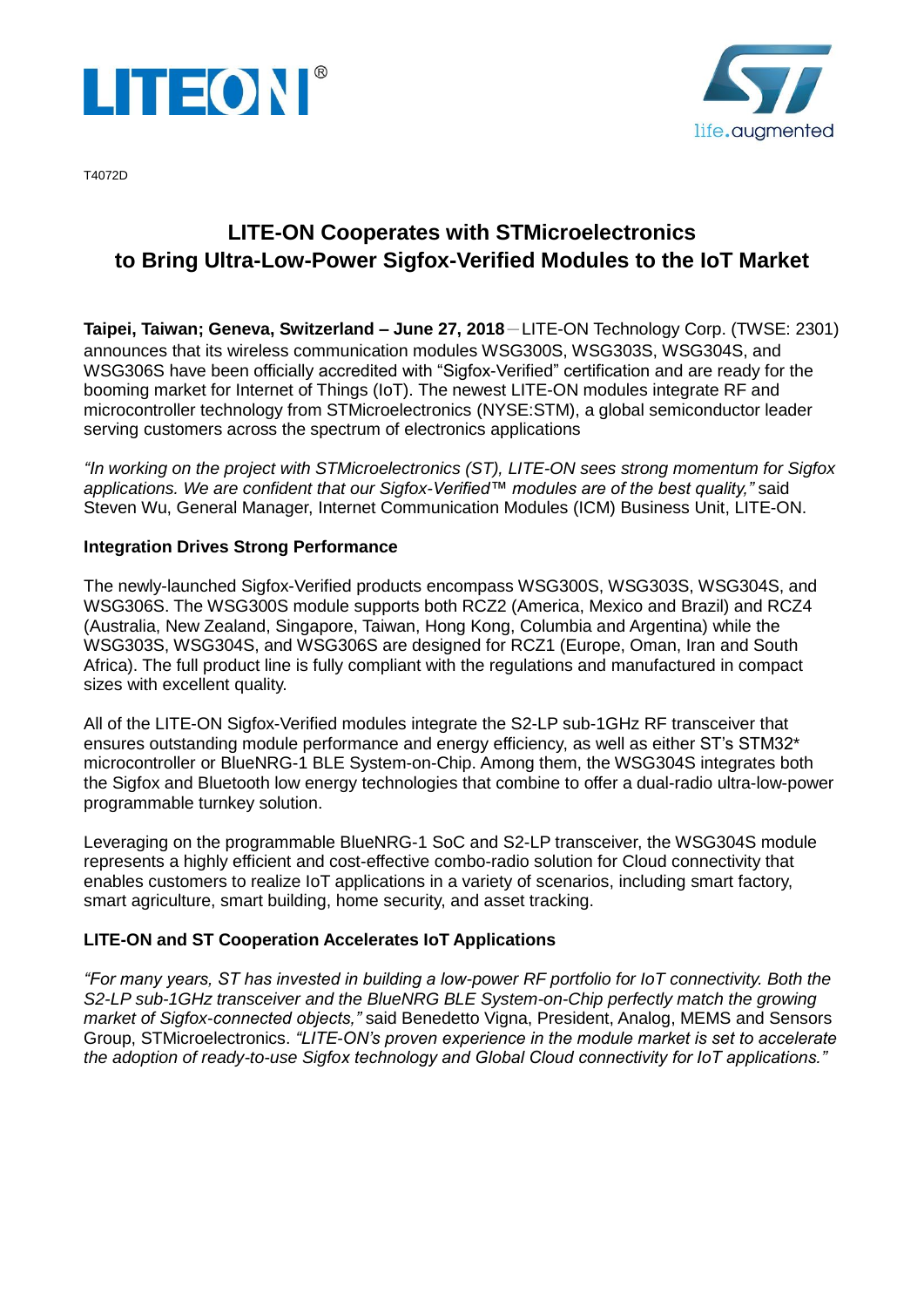T4072D

# LITE-ON Cooperates with STMicroelectronics to Bring Ultra-Low-Power Sigfox-Verified Modules to the IoT Market

**Taipei, Taiwan; Geneva, Switzerland – June 27, 2018** – LITE-ON Technology Corp. (TWSE: 2301) announces that its wireless communication modules WSG300S, WSG303S, WSG304S, and WSG306S have been officially accredited with "Sigfox-Verified" certification and are ready for the booming market for Internet of Things (IoT). The newest LITE-ON modules integrate RF and microcontroller technology from STMicroelectronics (NYSE:STM), a global semiconductor leader serving customers across the spectrum of electronics applications

*"In working on the project with STMicroelectronics (ST), LITE-ON sees strong momentum for Sigfox applications. We are confident that our Sigfox-Verified™ modules are of the best quality,"* said Steven Wu, General Manager, Internet Communication Modules (ICM) Business Unit, LITE-ON.

**Integration Drives Strong Performance**

The newly-launched Sigfox-Verified products encompass WSG300S, WSG303S, WSG304S, and WSG306S. The WSG300S module supports both RCZ2 (America, Mexico and Brazil) and RCZ4 (Australia, New Zealand, Singapore, Taiwan, Hong Kong, Columbia and Argentina) while the WSG303S, WSG304S, and WSG306S are designed for RCZ1 (Europe, Oman, Iran and South Africa). The full product line is fully compliant with the regulations and manufactured in compact sizes with excellent quality.

All of the LITE-ON Sigfox-Verified modules integrate the S2-LP sub-1GHz RF transceiver that ensures outstanding module performance and energy efficiency, as well as either ST's STM32* microcontroller or BlueNRG-1 BLE System-on-Chip. Among them, the WSG304S integrates both the Sigfox and Bluetooth low energy technologies that combine to offer a dual-radio ultra-low-power programmable turnkey solution.

Leveraging on the programmable BlueNRG-1 SoC and S2-LP transceiver, the WSG304S module represents a highly efficient and cost-effective combo-radio solution for Cloud connectivity that enables customers to realize IoT applications in a variety of scenarios, including smart factory, smart agriculture, smart building, home security, and asset tracking.

**LITE-ON and ST Cooperation Accelerates IoT Applications**

*"For many years, ST has invested in building a low-power RF portfolio for IoT connectivity. Both the S2-LP sub-1GHz transceiver and the BlueNRG BLE System-on-Chip perfectly match the growing market of Sigfox-connected objects,"* said Benedetto Vigna, President, Analog, MEMS and Sensors Group, STMicroelectronics. *"LITE-ON's proven experience in the module market is set to accelerate the adoption of ready-to-use Sigfox technology and Global Cloud connectivity for IoT applications."*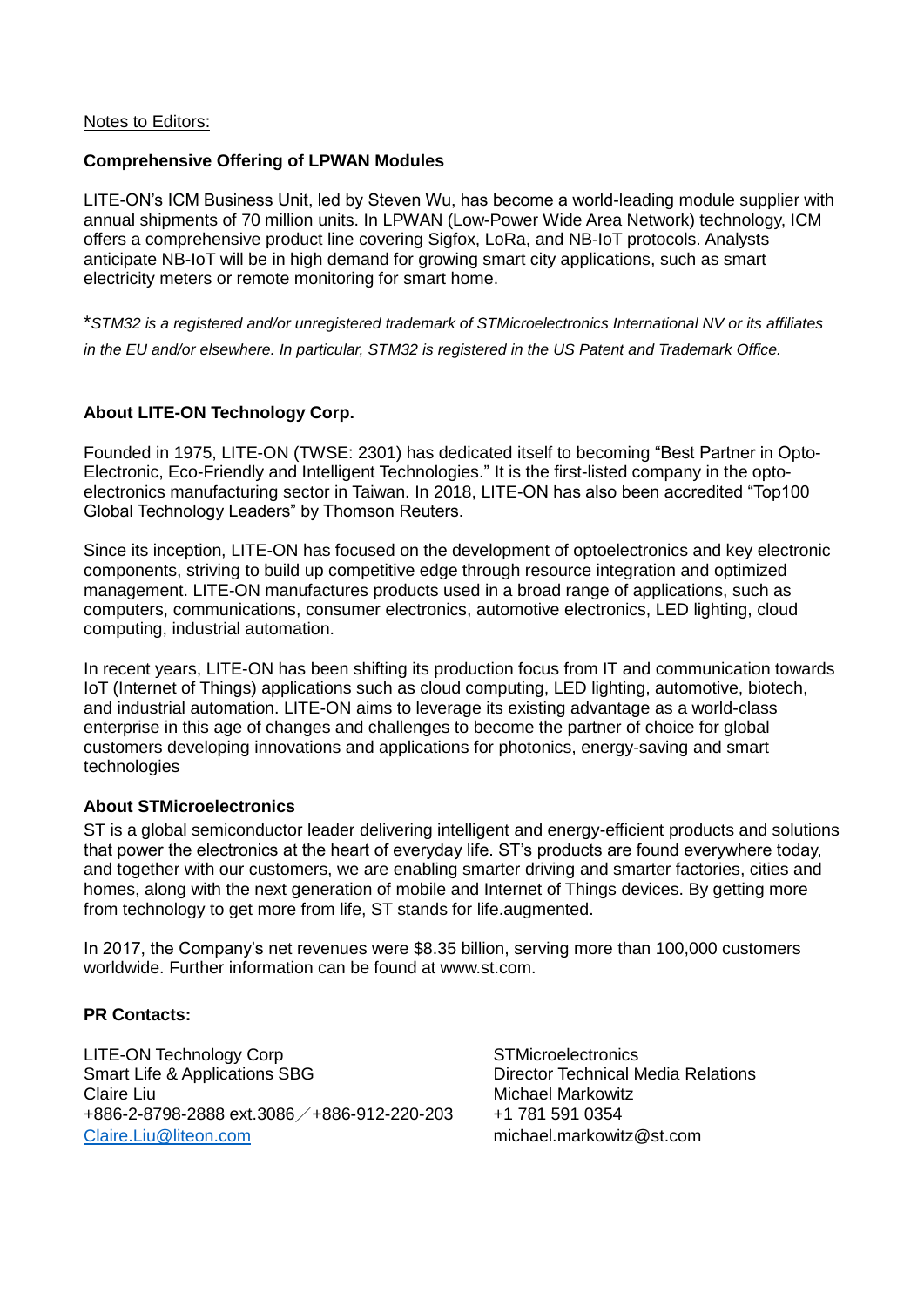Notes to Editors:

**Comprehensive Offering of LPWAN Modules**

LITE-ON's ICM Business Unit, led by Steven Wu, has become a world-leading module supplier with annual shipments of 70 million units. In LPWAN (Low-Power Wide Area Network) technology, ICM offers a comprehensive product line covering Sigfox, LoRa, and NB-IoT protocols. Analysts anticipate NB-IoT will be in high demand for growing smart city applications, such as smart electricity meters or remote monitoring for smart home.

*\*STM32 is a registered and/or unregistered trademark of STMicroelectronics International NV or its affiliates in the EU and/or elsewhere. In particular, STM32 is registered in the US Patent and Trademark Office.*

**About LITE-ON Technology Corp.**

Founded in 1975, LITE-ON (TWSE: 2301) has dedicated itself to becoming "Best Partner in Opto-Electronic, Eco-Friendly and Intelligent Technologies." It is the first-listed company in the opto-electronics manufacturing sector in Taiwan. In 2018, LITE-ON has also been accredited "Top100 Global Technology Leaders" by Thomson Reuters.

Since its inception, LITE-ON has focused on the development of optoelectronics and key electronic components, striving to build up competitive edge through resource integration and optimized management. LITE-ON manufactures products used in a broad range of applications, such as computers, communications, consumer electronics, automotive electronics, LED lighting, cloud computing, industrial automation.

In recent years, LITE-ON has been shifting its production focus from IT and communication towards IoT (Internet of Things) applications such as cloud computing, LED lighting, automotive, biotech, and industrial automation. LITE-ON aims to leverage its existing advantage as a world-class enterprise in this age of changes and challenges to become the partner of choice for global customers developing innovations and applications for photonics, energy-saving and smart technologies

**About STMicroelectronics**

ST is a global semiconductor leader delivering intelligent and energy-efficient products and solutions that power the electronics at the heart of everyday life. ST's products are found everywhere today, and together with our customers, we are enabling smarter driving and smarter factories, cities and homes, along with the next generation of mobile and Internet of Things devices. By getting more from technology to get more from life, ST stands for life.augmented.

In 2017, the Company's net revenues were $8.35 billion, serving more than 100,000 customers worldwide. Further information can be found at www.st.com.

**PR Contacts:**

LITE-ON Technology Corp
Smart Life & Applications SBG
Claire Liu
+886-2-8798-2888 ext.3086／+886-912-220-203
Claire.Liu@liteon.com

STMicroelectronics
Director Technical Media Relations
Michael Markowitz
+1 781 591 0354
michael.markowitz@st.com